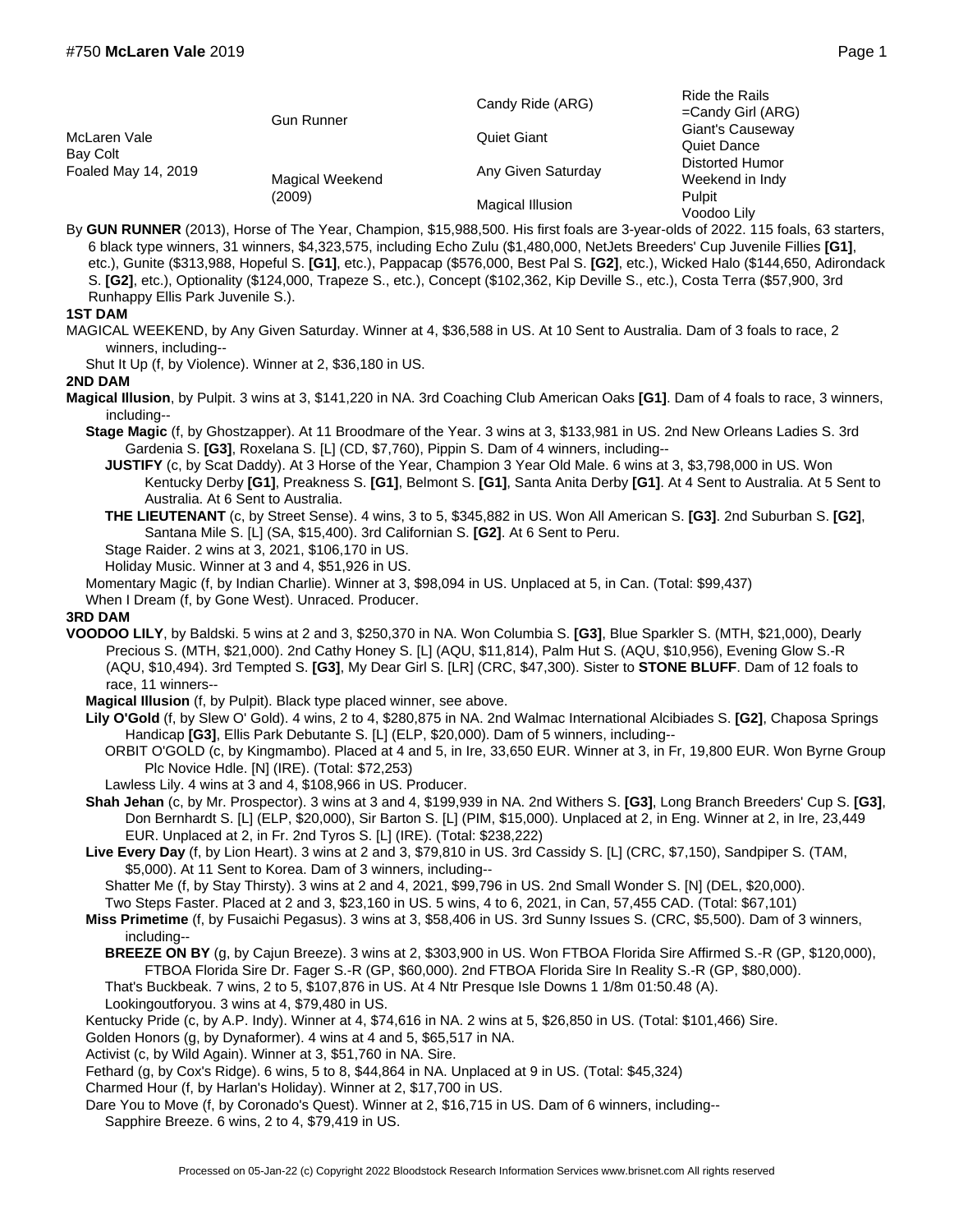# #750 **McLaren Vale** 2019

| | | | |
|---|---|---|---|
| McLaren Vale<br>Bay Colt<br>Foaled May 14, 2019 | Gun Runner | Candy Ride (ARG) | Ride the Rails |
| | | | =Candy Girl (ARG) |
| | | Quiet Giant | Giant's Causeway |
| | | | Quiet Dance |
| | Magical Weekend (2009) | Any Given Saturday | Distorted Humor |
| | | | Weekend in Indy |
| | | Magical Illusion | Pulpit |
| | | | Voodoo Lily |

By **GUN RUNNER** (2013), Horse of The Year, Champion, $15,988,500. His first foals are 3-year-olds of 2022. 115 foals, 63 starters, 6 black type winners, 31 winners, $4,323,575, including Echo Zulu ($1,480,000, NetJets Breeders' Cup Juvenile Fillies **[G1]**, etc.), Gunite ($313,988, Hopeful S. **[G1]**, etc.), Pappacap ($576,000, Best Pal S. **[G2]**, etc.), Wicked Halo ($144,650, Adirondack S. **[G2]**, etc.), Optionality ($124,000, Trapeze S., etc.), Concept ($102,362, Kip Deville S., etc.), Costa Terra ($57,900, 3rd Runhappy Ellis Park Juvenile S.).

**1ST DAM**

MAGICAL WEEKEND, by Any Given Saturday. Winner at 4, $36,588 in US. At 10 Sent to Australia. Dam of 3 foals to race, 2 winners, including--

Shut It Up (f, by Violence). Winner at 2, $36,180 in US.

**2ND DAM**

**Magical Illusion**, by Pulpit. 3 wins at 3, $141,220 in NA. 3rd Coaching Club American Oaks **[G1]**. Dam of 4 foals to race, 3 winners, including--

**Stage Magic** (f, by Ghostzapper). At 11 Broodmare of the Year. 3 wins at 3, $133,981 in US. 2nd New Orleans Ladies S. 3rd Gardenia S. **[G3]**, Roxelana S. [L] (CD, $7,760), Pippin S. Dam of 4 winners, including--

**JUSTIFY** (c, by Scat Daddy). At 3 Horse of the Year, Champion 3 Year Old Male. 6 wins at 3, $3,798,000 in US. Won Kentucky Derby **[G1]**, Preakness S. **[G1]**, Belmont S. **[G1]**, Santa Anita Derby **[G1]**. At 4 Sent to Australia. At 5 Sent to Australia. At 6 Sent to Australia.

**THE LIEUTENANT** (c, by Street Sense). 4 wins, 3 to 5, $345,882 in US. Won All American S. **[G3]**. 2nd Suburban S. **[G2]**, Santana Mile S. [L] (SA, $15,400). 3rd Californian S. **[G2]**. At 6 Sent to Peru.

Stage Raider. 2 wins at 3, 2021, $106,170 in US.

Holiday Music. Winner at 3 and 4, $51,926 in US.

Momentary Magic (f, by Indian Charlie). Winner at 3, $98,094 in US. Unplaced at 5, in Can. (Total: $99,437)

When I Dream (f, by Gone West). Unraced. Producer.

**3RD DAM**

**VOODOO LILY**, by Baldski. 5 wins at 2 and 3, $250,370 in NA. Won Columbia S. **[G3]**, Blue Sparkler S. (MTH, $21,000), Dearly Precious S. (MTH, $21,000). 2nd Cathy Honey S. [L] (AQU, $11,814), Palm Hut S. (AQU, $10,956), Evening Glow S.-R (AQU, $10,494). 3rd Tempted S. **[G3]**, My Dear Girl S. [LR] (CRC, $47,300). Sister to **STONE BLUFF**. Dam of 12 foals to race, 11 winners--

**Magical Illusion** (f, by Pulpit). Black type placed winner, see above.

**Lily O'Gold** (f, by Slew O' Gold). 4 wins, 2 to 4, $280,875 in NA. 2nd Walmac International Alcibiades S. **[G2]**, Chaposa Springs Handicap **[G3]**, Ellis Park Debutante S. [L] (ELP, $20,000). Dam of 5 winners, including--

ORBIT O'GOLD (c, by Kingmambo). Placed at 4 and 5, in Ire, 33,650 EUR. Winner at 3, in Fr, 19,800 EUR. Won Byrne Group Plc Novice Hdle. [N] (IRE). (Total: $72,253)

Lawless Lily. 4 wins at 3 and 4, $108,966 in US. Producer.

**Shah Jehan** (c, by Mr. Prospector). 3 wins at 3 and 4, $199,939 in NA. 2nd Withers S. **[G3]**, Long Branch Breeders' Cup S. **[G3]**, Don Bernhardt S. [L] (ELP, $20,000), Sir Barton S. [L] (PIM, $15,000). Unplaced at 2, in Eng. Winner at 2, in Ire, 23,449 EUR. Unplaced at 2, in Fr. 2nd Tyros S. [L] (IRE). (Total: $238,222)

**Live Every Day** (f, by Lion Heart). 3 wins at 2 and 3, $79,810 in US. 3rd Cassidy S. [L] (CRC, $7,150), Sandpiper S. (TAM, $5,000). At 11 Sent to Korea. Dam of 3 winners, including--

Shatter Me (f, by Stay Thirsty). 3 wins at 2 and 4, 2021, $99,796 in US. 2nd Small Wonder S. [N] (DEL, $20,000).

Two Steps Faster. Placed at 2 and 3, $23,160 in US. 5 wins, 4 to 6, 2021, in Can, 57,455 CAD. (Total: $67,101)

**Miss Primetime** (f, by Fusaichi Pegasus). 3 wins at 3, $58,406 in US. 3rd Sunny Issues S. (CRC, $5,500). Dam of 3 winners, including--

**BREEZE ON BY** (g, by Cajun Breeze). 3 wins at 2, $303,900 in US. Won FTBOA Florida Sire Affirmed S.-R (GP, $120,000), FTBOA Florida Sire Dr. Fager S.-R (GP, $60,000). 2nd FTBOA Florida Sire In Reality S.-R (GP, $80,000).

That's Buckbeak. 7 wins, 2 to 5, $107,876 in US. At 4 Ntr Presque Isle Downs 1 1/8m 01:50.48 (A).

Lookingoutforyou. 3 wins at 4, $79,480 in US.

Kentucky Pride (c, by A.P. Indy). Winner at 4, $74,616 in NA. 2 wins at 5, $26,850 in US. (Total: $101,466) Sire.

Golden Honors (g, by Dynaformer). 4 wins at 4 and 5, $65,517 in NA.

Activist (c, by Wild Again). Winner at 3, $51,760 in NA. Sire.

Fethard (g, by Cox's Ridge). 6 wins, 5 to 8, $44,864 in NA. Unplaced at 9 in US. (Total: $45,324)

Charmed Hour (f, by Harlan's Holiday). Winner at 2, $17,700 in US.

Dare You to Move (f, by Coronado's Quest). Winner at 2, $16,715 in US. Dam of 6 winners, including--

Sapphire Breeze. 6 wins, 2 to 4, $79,419 in US.

Processed on 05-Jan-22 (c) Copyright 2022 Bloodstock Research Information Services www.brisnet.com All rights reserved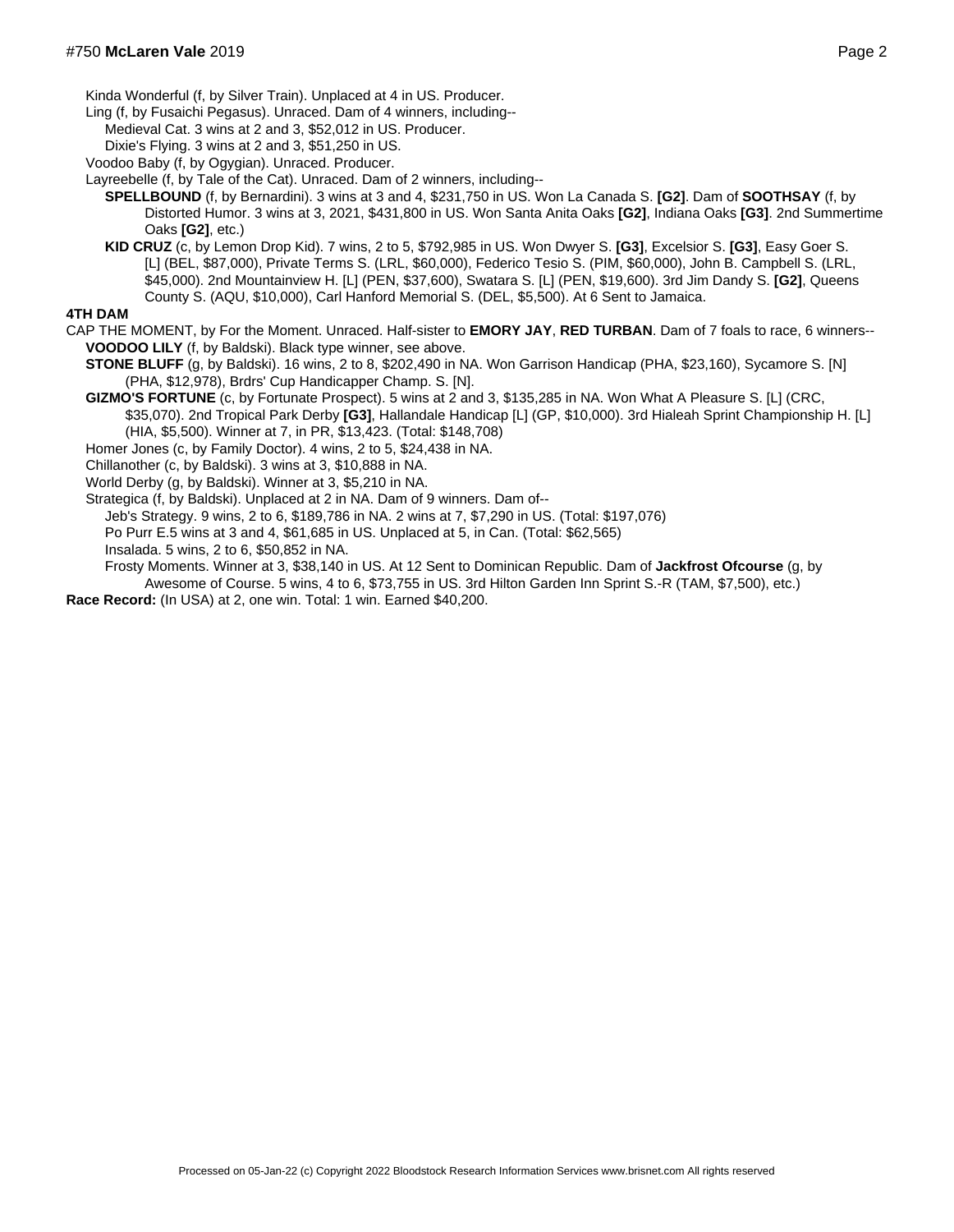Kinda Wonderful (f, by Silver Train). Unplaced at 4 in US. Producer.
Ling (f, by Fusaichi Pegasus). Unraced. Dam of 4 winners, including--
Medieval Cat. 3 wins at 2 and 3, $52,012 in US. Producer.
Dixie's Flying. 3 wins at 2 and 3, $51,250 in US.
Voodoo Baby (f, by Ogygian). Unraced. Producer.
Layreebelle (f, by Tale of the Cat). Unraced. Dam of 2 winners, including--
**SPELLBOUND** (f, by Bernardini). 3 wins at 3 and 4, $231,750 in US. Won La Canada S. **[G2]**. Dam of **SOOTHSAY** (f, by Distorted Humor. 3 wins at 3, 2021, $431,800 in US. Won Santa Anita Oaks **[G2]**, Indiana Oaks **[G3]**. 2nd Summertime Oaks **[G2]**, etc.)
**KID CRUZ** (c, by Lemon Drop Kid). 7 wins, 2 to 5, $792,985 in US. Won Dwyer S. **[G3]**, Excelsior S. **[G3]**, Easy Goer S. [L] (BEL, $87,000), Private Terms S. (LRL, $60,000), Federico Tesio S. (PIM, $60,000), John B. Campbell S. (LRL, $45,000). 2nd Mountainview H. [L] (PEN, $37,600), Swatara S. [L] (PEN, $19,600). 3rd Jim Dandy S. **[G2]**, Queens County S. (AQU, $10,000), Carl Hanford Memorial S. (DEL, $5,500). At 6 Sent to Jamaica.

**4TH DAM**

CAP THE MOMENT, by For the Moment. Unraced. Half-sister to **EMORY JAY**, **RED TURBAN**. Dam of 7 foals to race, 6 winners--
**VOODOO LILY** (f, by Baldski). Black type winner, see above.
**STONE BLUFF** (g, by Baldski). 16 wins, 2 to 8, $202,490 in NA. Won Garrison Handicap (PHA, $23,160), Sycamore S. [N] (PHA, $12,978), Brdrs' Cup Handicapper Champ. S. [N].
**GIZMO'S FORTUNE** (c, by Fortunate Prospect). 5 wins at 2 and 3, $135,285 in NA. Won What A Pleasure S. [L] (CRC, $35,070). 2nd Tropical Park Derby **[G3]**, Hallandale Handicap [L] (GP, $10,000). 3rd Hialeah Sprint Championship H. [L] (HIA, $5,500). Winner at 7, in PR, $13,423. (Total: $148,708)
Homer Jones (c, by Family Doctor). 4 wins, 2 to 5, $24,438 in NA.
Chillanother (c, by Baldski). 3 wins at 3, $10,888 in NA.
World Derby (g, by Baldski). Winner at 3, $5,210 in NA.
Strategica (f, by Baldski). Unplaced at 2 in NA. Dam of 9 winners. Dam of--
Jeb's Strategy. 9 wins, 2 to 6, $189,786 in NA. 2 wins at 7, $7,290 in US. (Total: $197,076)
Po Purr E.5 wins at 3 and 4, $61,685 in US. Unplaced at 5, in Can. (Total: $62,565)
Insalada. 5 wins, 2 to 6, $50,852 in NA.
Frosty Moments. Winner at 3, $38,140 in US. At 12 Sent to Dominican Republic. Dam of **Jackfrost Ofcourse** (g, by Awesome of Course. 5 wins, 4 to 6, $73,755 in US. 3rd Hilton Garden Inn Sprint S.-R (TAM, $7,500), etc.)

**Race Record:** (In USA) at 2, one win. Total: 1 win. Earned $40,200.